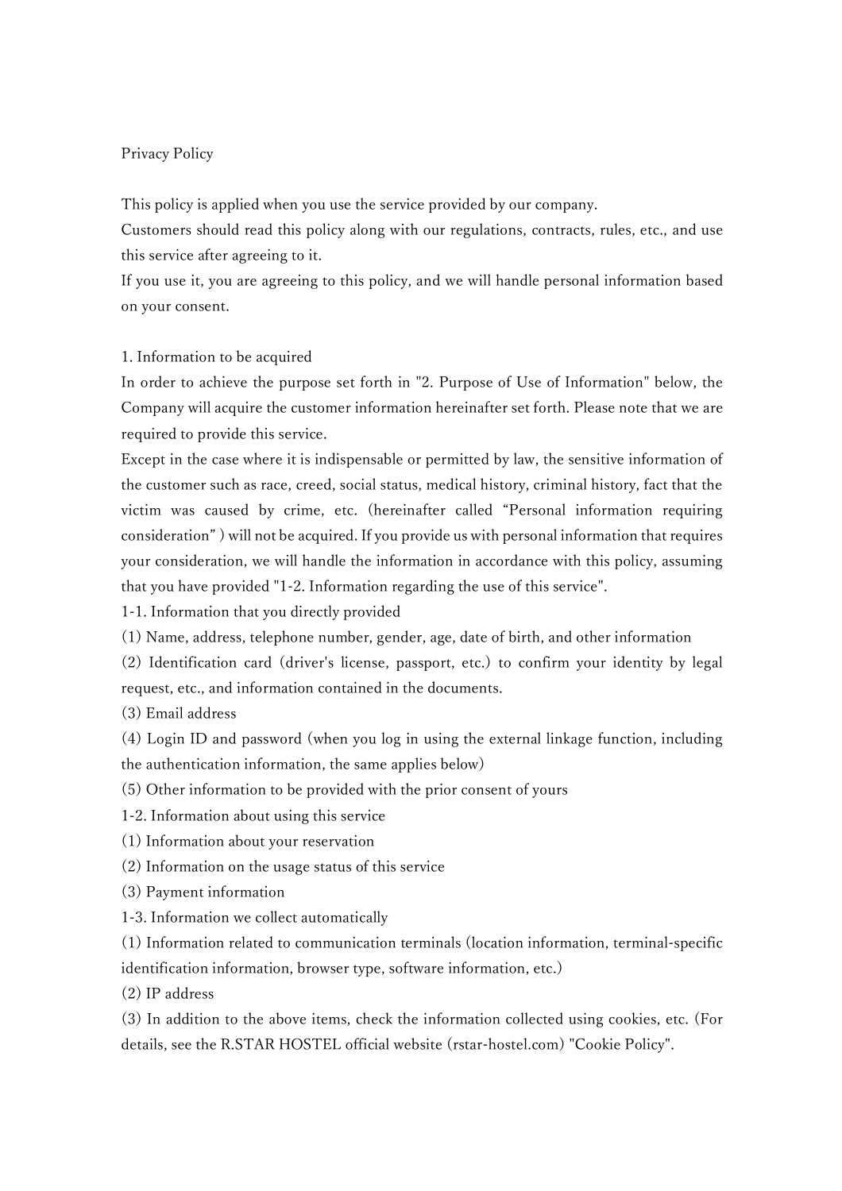# Privacy Policy

This policy is applied when you use the service provided by our company.
Customers should read this policy along with our regulations, contracts, rules, etc., and use this service after agreeing to it.
If you use it, you are agreeing to this policy, and we will handle personal information based on your consent.

## 1. Information to be acquired

In order to achieve the purpose set forth in "2. Purpose of Use of Information" below, the Company will acquire the customer information hereinafter set forth. Please note that we are required to provide this service.
Except in the case where it is indispensable or permitted by law, the sensitive information of the customer such as race, creed, social status, medical history, criminal history, fact that the victim was caused by crime, etc. (hereinafter called "Personal information requiring consideration" ) will not be acquired. If you provide us with personal information that requires your consideration, we will handle the information in accordance with this policy, assuming that you have provided "1-2. Information regarding the use of this service".

### 1-1. Information that you directly provided

(1) Name, address, telephone number, gender, age, date of birth, and other information
(2) Identification card (driver's license, passport, etc.) to confirm your identity by legal request, etc., and information contained in the documents.
(3) Email address
(4) Login ID and password (when you log in using the external linkage function, including the authentication information, the same applies below)
(5) Other information to be provided with the prior consent of yours

### 1-2. Information about using this service

(1) Information about your reservation
(2) Information on the usage status of this service
(3) Payment information

### 1-3. Information we collect automatically

(1) Information related to communication terminals (location information, terminal-specific identification information, browser type, software information, etc.)
(2) IP address
(3) In addition to the above items, check the information collected using cookies, etc. (For details, see the R.STAR HOSTEL official website (rstar-hostel.com) "Cookie Policy".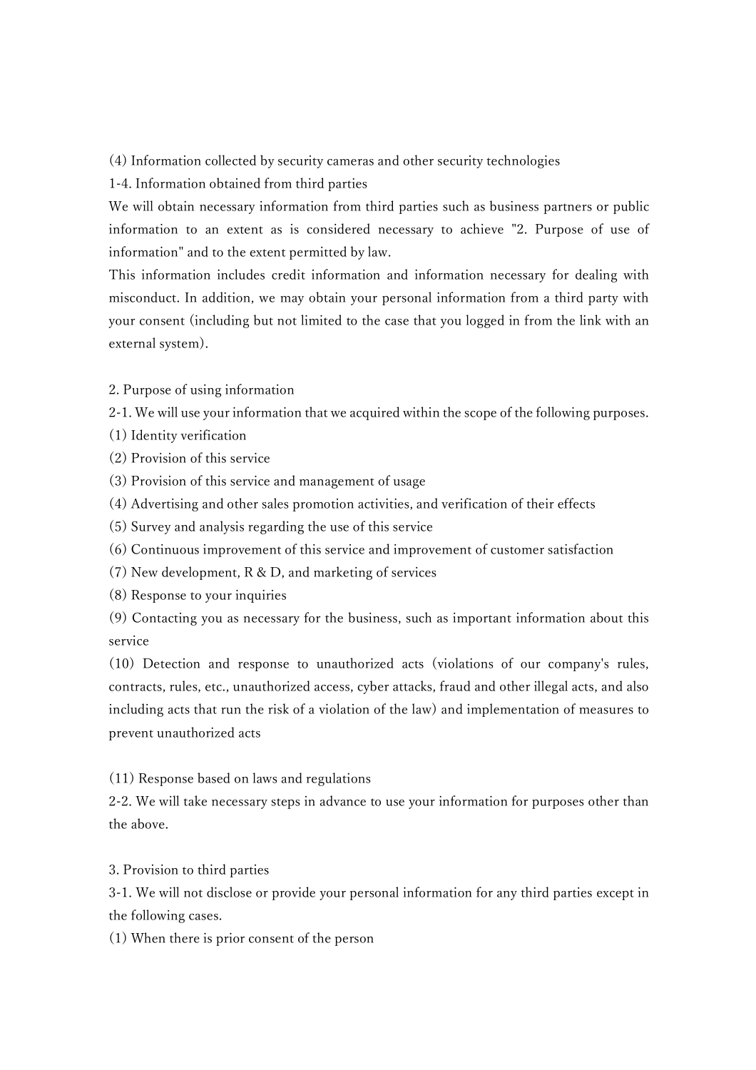(4) Information collected by security cameras and other security technologies

1-4. Information obtained from third parties

We will obtain necessary information from third parties such as business partners or public information to an extent as is considered necessary to achieve "2. Purpose of use of information" and to the extent permitted by law.

This information includes credit information and information necessary for dealing with misconduct. In addition, we may obtain your personal information from a third party with your consent (including but not limited to the case that you logged in from the link with an external system).

2. Purpose of using information

2-1. We will use your information that we acquired within the scope of the following purposes.

(1) Identity verification

(2) Provision of this service

(3) Provision of this service and management of usage

(4) Advertising and other sales promotion activities, and verification of their effects

(5) Survey and analysis regarding the use of this service

(6) Continuous improvement of this service and improvement of customer satisfaction

(7) New development, R & D, and marketing of services

(8) Response to your inquiries

(9) Contacting you as necessary for the business, such as important information about this service

(10) Detection and response to unauthorized acts (violations of our company's rules, contracts, rules, etc., unauthorized access, cyber attacks, fraud and other illegal acts, and also including acts that run the risk of a violation of the law) and implementation of measures to prevent unauthorized acts

(11) Response based on laws and regulations

2-2. We will take necessary steps in advance to use your information for purposes other than the above.

3. Provision to third parties

3-1. We will not disclose or provide your personal information for any third parties except in the following cases.

(1) When there is prior consent of the person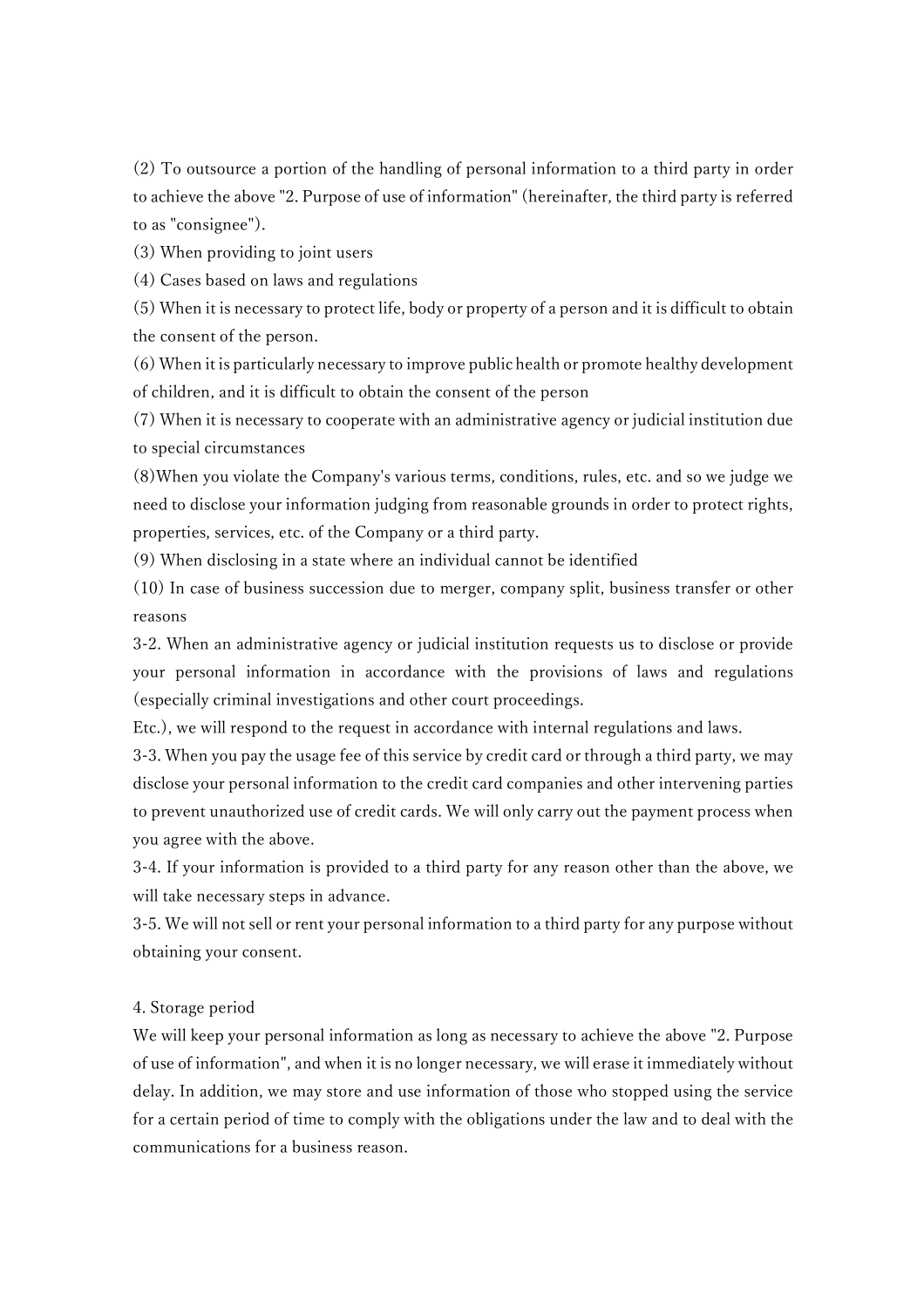(2) To outsource a portion of the handling of personal information to a third party in order to achieve the above "2. Purpose of use of information" (hereinafter, the third party is referred to as "consignee").

(3) When providing to joint users

(4) Cases based on laws and regulations

(5) When it is necessary to protect life, body or property of a person and it is difficult to obtain the consent of the person.

(6) When it is particularly necessary to improve public health or promote healthy development of children, and it is difficult to obtain the consent of the person

(7) When it is necessary to cooperate with an administrative agency or judicial institution due to special circumstances

(8)When you violate the Company's various terms, conditions, rules, etc. and so we judge we need to disclose your information judging from reasonable grounds in order to protect rights, properties, services, etc. of the Company or a third party.

(9) When disclosing in a state where an individual cannot be identified

(10) In case of business succession due to merger, company split, business transfer or other reasons

3-2. When an administrative agency or judicial institution requests us to disclose or provide your personal information in accordance with the provisions of laws and regulations (especially criminal investigations and other court proceedings.
Etc.), we will respond to the request in accordance with internal regulations and laws.

3-3. When you pay the usage fee of this service by credit card or through a third party, we may disclose your personal information to the credit card companies and other intervening parties to prevent unauthorized use of credit cards. We will only carry out the payment process when you agree with the above.

3-4. If your information is provided to a third party for any reason other than the above, we will take necessary steps in advance.

3-5. We will not sell or rent your personal information to a third party for any purpose without obtaining your consent.

4. Storage period

We will keep your personal information as long as necessary to achieve the above "2. Purpose of use of information", and when it is no longer necessary, we will erase it immediately without delay. In addition, we may store and use information of those who stopped using the service for a certain period of time to comply with the obligations under the law and to deal with the communications for a business reason.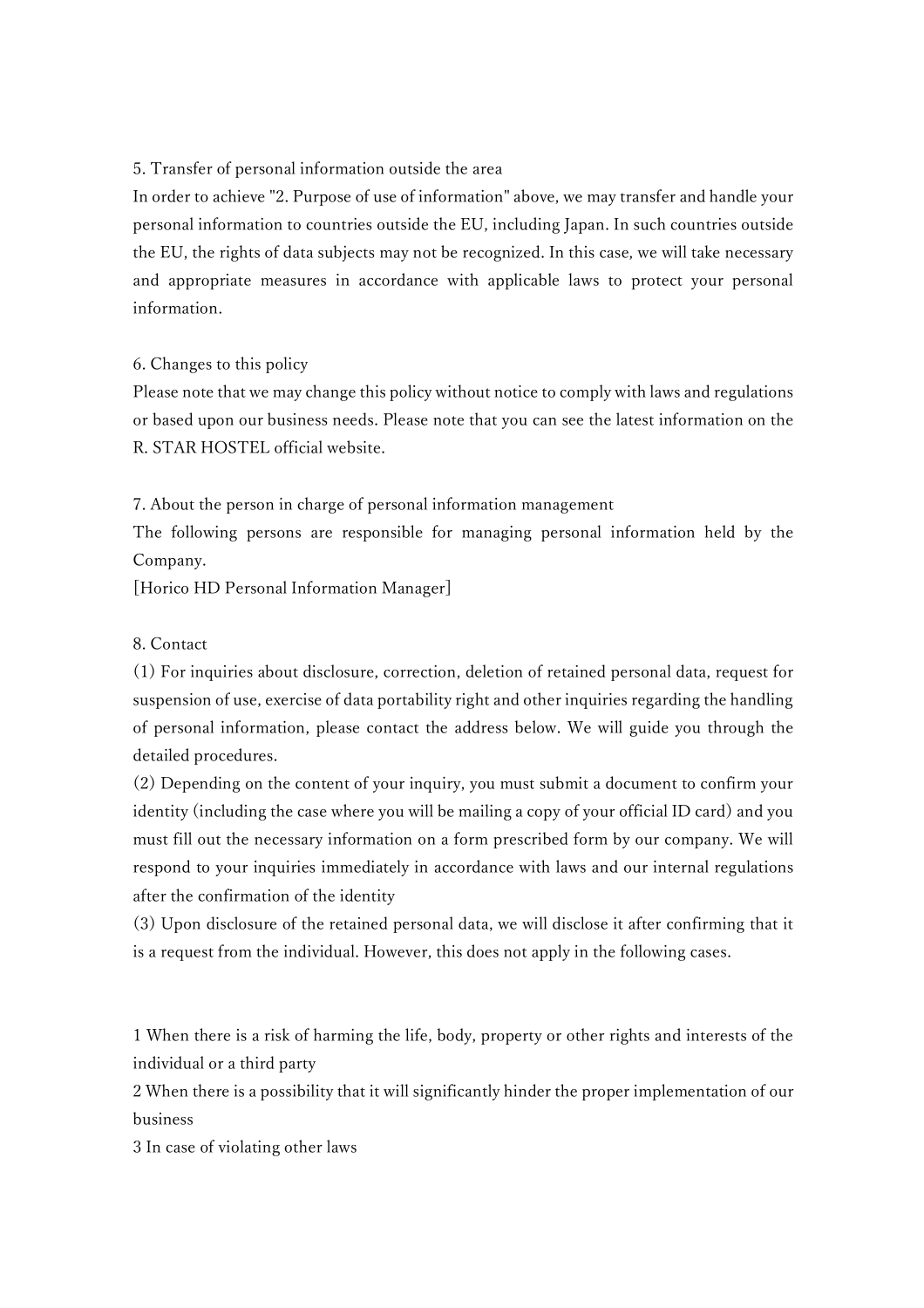5. Transfer of personal information outside the area

In order to achieve "2. Purpose of use of information" above, we may transfer and handle your personal information to countries outside the EU, including Japan. In such countries outside the EU, the rights of data subjects may not be recognized. In this case, we will take necessary and appropriate measures in accordance with applicable laws to protect your personal information.

6. Changes to this policy

Please note that we may change this policy without notice to comply with laws and regulations or based upon our business needs. Please note that you can see the latest information on the R. STAR HOSTEL official website.

7. About the person in charge of personal information management

The following persons are responsible for managing personal information held by the Company.

[Horico HD Personal Information Manager]

8. Contact

(1) For inquiries about disclosure, correction, deletion of retained personal data, request for suspension of use, exercise of data portability right and other inquiries regarding the handling of personal information, please contact the address below. We will guide you through the detailed procedures.

(2) Depending on the content of your inquiry, you must submit a document to confirm your identity (including the case where you will be mailing a copy of your official ID card) and you must fill out the necessary information on a form prescribed form by our company. We will respond to your inquiries immediately in accordance with laws and our internal regulations after the confirmation of the identity

(3) Upon disclosure of the retained personal data, we will disclose it after confirming that it is a request from the individual. However, this does not apply in the following cases.

1 When there is a risk of harming the life, body, property or other rights and interests of the individual or a third party

2 When there is a possibility that it will significantly hinder the proper implementation of our business

3 In case of violating other laws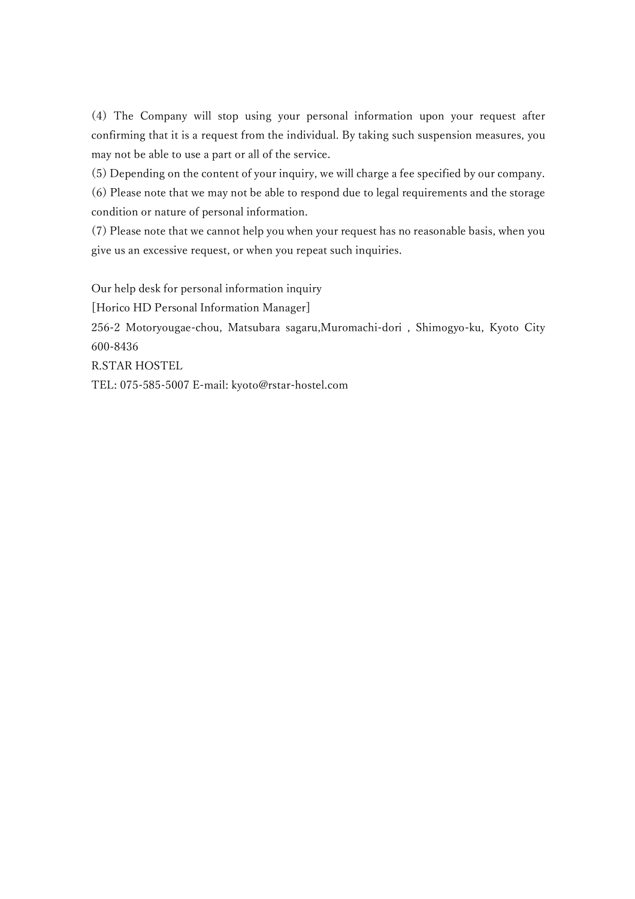(4) The Company will stop using your personal information upon your request after confirming that it is a request from the individual. By taking such suspension measures, you may not be able to use a part or all of the service.

(5) Depending on the content of your inquiry, we will charge a fee specified by our company.

(6) Please note that we may not be able to respond due to legal requirements and the storage condition or nature of personal information.

(7) Please note that we cannot help you when your request has no reasonable basis, when you give us an excessive request, or when you repeat such inquiries.

Our help desk for personal information inquiry

[Horico HD Personal Information Manager]

256-2 Motoryougae-chou, Matsubara sagaru,Muromachi-dori , Shimogyo-ku, Kyoto City 600-8436

R.STAR HOSTEL

TEL: 075-585-5007 E-mail: kyoto@rstar-hostel.com